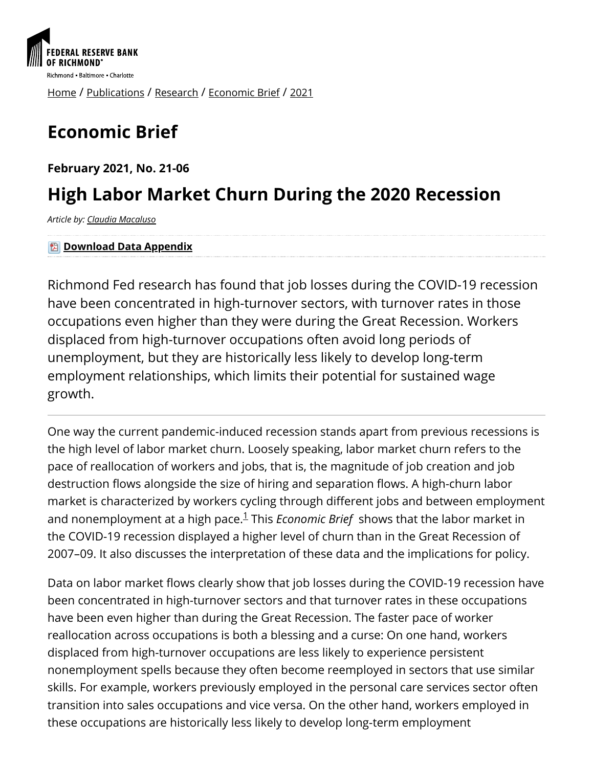FEDERAL RESERVE BANK OF RICHMOND

Richmond • Baltimore • Charlotte

Home / Publications / Research / Economic Brief / 2021

# Economic Brief

**February 2021, No. 21-06**

## High Labor Market Churn During the 2020 Recession

*Article by: Claudia Macaluso*

**Download Data Appendix**

Richmond Fed research has found that job losses during the COVID-19 recession have been concentrated in high-turnover sectors, with turnover rates in those occupations even higher than they were during the Great Recession. Workers displaced from high-turnover occupations often avoid long periods of unemployment, but they are historically less likely to develop long-term employment relationships, which limits their potential for sustained wage growth.

---

One way the current pandemic-induced recession stands apart from previous recessions is the high level of labor market churn. Loosely speaking, labor market churn refers to the pace of reallocation of workers and jobs, that is, the magnitude of job creation and job destruction flows alongside the size of hiring and separation flows. A high-churn labor market is characterized by workers cycling through different jobs and between employment and nonemployment at a high pace.[1] This *Economic Brief* shows that the labor market in the COVID-19 recession displayed a higher level of churn than in the Great Recession of 2007–09. It also discusses the interpretation of these data and the implications for policy.

Data on labor market flows clearly show that job losses during the COVID-19 recession have been concentrated in high-turnover sectors and that turnover rates in these occupations have been even higher than during the Great Recession. The faster pace of worker reallocation across occupations is both a blessing and a curse: On one hand, workers displaced from high-turnover occupations are less likely to experience persistent nonemployment spells because they often become reemployed in sectors that use similar skills. For example, workers previously employed in the personal care services sector often transition into sales occupations and vice versa. On the other hand, workers employed in these occupations are historically less likely to develop long-term employment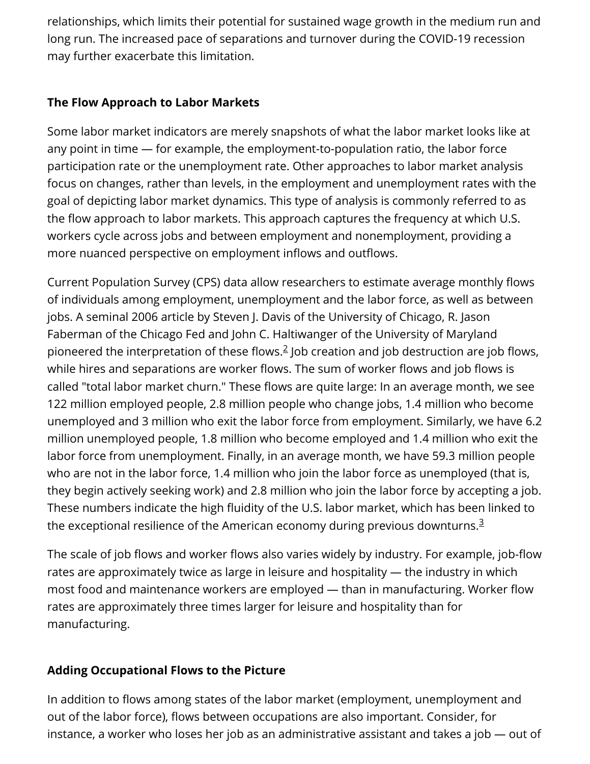relationships, which limits their potential for sustained wage growth in the medium run and long run. The increased pace of separations and turnover during the COVID-19 recession may further exacerbate this limitation.

**The Flow Approach to Labor Markets**

Some labor market indicators are merely snapshots of what the labor market looks like at any point in time — for example, the employment-to-population ratio, the labor force participation rate or the unemployment rate. Other approaches to labor market analysis focus on changes, rather than levels, in the employment and unemployment rates with the goal of depicting labor market dynamics. This type of analysis is commonly referred to as the flow approach to labor markets. This approach captures the frequency at which U.S. workers cycle across jobs and between employment and nonemployment, providing a more nuanced perspective on employment inflows and outflows.

Current Population Survey (CPS) data allow researchers to estimate average monthly flows of individuals among employment, unemployment and the labor force, as well as between jobs. A seminal 2006 article by Steven J. Davis of the University of Chicago, R. Jason Faberman of the Chicago Fed and John C. Haltiwanger of the University of Maryland pioneered the interpretation of these flows.[2] Job creation and job destruction are job flows, while hires and separations are worker flows. The sum of worker flows and job flows is called "total labor market churn." These flows are quite large: In an average month, we see 122 million employed people, 2.8 million people who change jobs, 1.4 million who become unemployed and 3 million who exit the labor force from employment. Similarly, we have 6.2 million unemployed people, 1.8 million who become employed and 1.4 million who exit the labor force from unemployment. Finally, in an average month, we have 59.3 million people who are not in the labor force, 1.4 million who join the labor force as unemployed (that is, they begin actively seeking work) and 2.8 million who join the labor force by accepting a job. These numbers indicate the high fluidity of the U.S. labor market, which has been linked to the exceptional resilience of the American economy during previous downturns.[3]

The scale of job flows and worker flows also varies widely by industry. For example, job-flow rates are approximately twice as large in leisure and hospitality — the industry in which most food and maintenance workers are employed — than in manufacturing. Worker flow rates are approximately three times larger for leisure and hospitality than for manufacturing.

**Adding Occupational Flows to the Picture**

In addition to flows among states of the labor market (employment, unemployment and out of the labor force), flows between occupations are also important. Consider, for instance, a worker who loses her job as an administrative assistant and takes a job — out of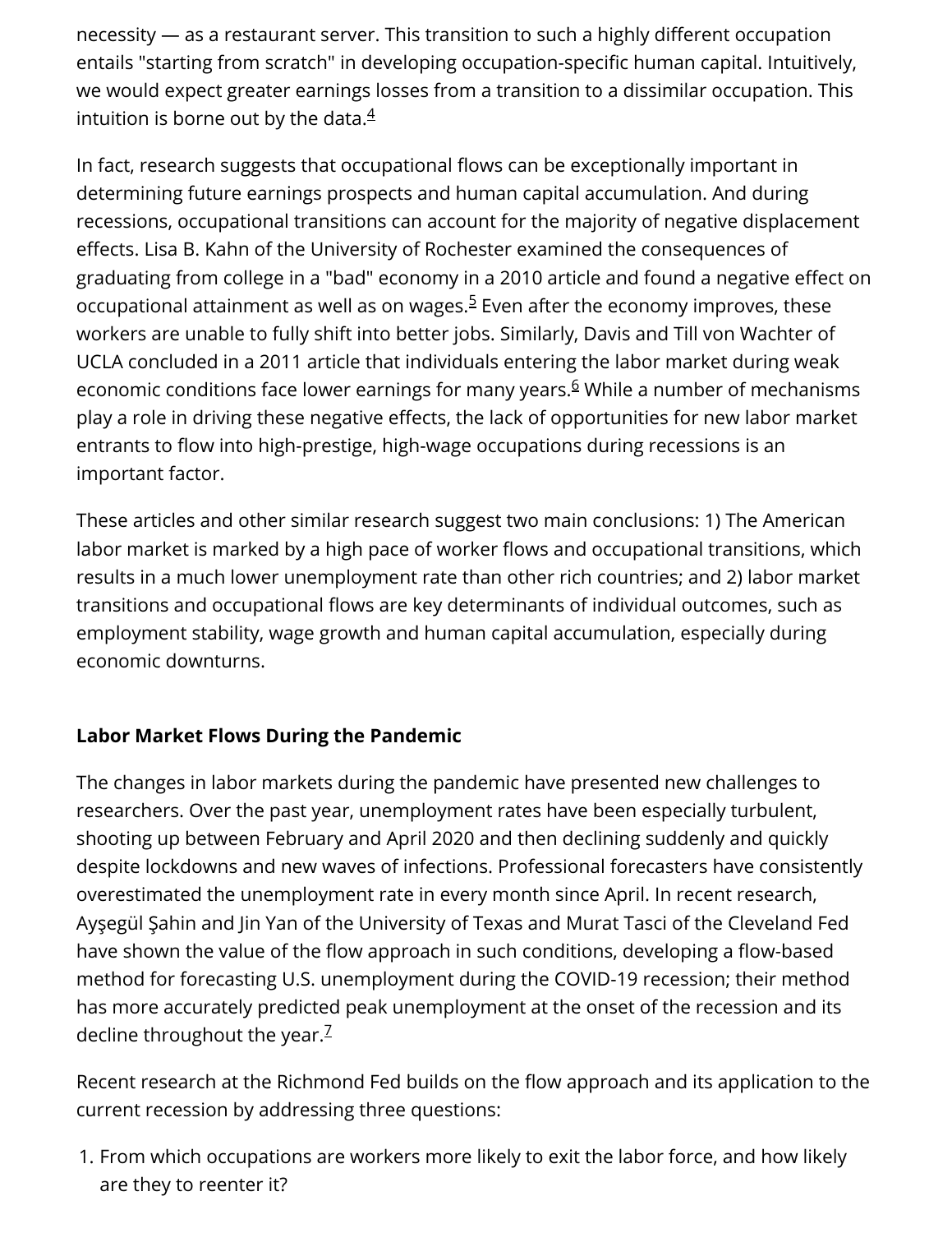necessity — as a restaurant server. This transition to such a highly different occupation entails "starting from scratch" in developing occupation-specific human capital. Intuitively, we would expect greater earnings losses from a transition to a dissimilar occupation. This intuition is borne out by the data.[4]

In fact, research suggests that occupational flows can be exceptionally important in determining future earnings prospects and human capital accumulation. And during recessions, occupational transitions can account for the majority of negative displacement effects. Lisa B. Kahn of the University of Rochester examined the consequences of graduating from college in a "bad" economy in a 2010 article and found a negative effect on occupational attainment as well as on wages.[5] Even after the economy improves, these workers are unable to fully shift into better jobs. Similarly, Davis and Till von Wachter of UCLA concluded in a 2011 article that individuals entering the labor market during weak economic conditions face lower earnings for many years.[6] While a number of mechanisms play a role in driving these negative effects, the lack of opportunities for new labor market entrants to flow into high-prestige, high-wage occupations during recessions is an important factor.

These articles and other similar research suggest two main conclusions: 1) The American labor market is marked by a high pace of worker flows and occupational transitions, which results in a much lower unemployment rate than other rich countries; and 2) labor market transitions and occupational flows are key determinants of individual outcomes, such as employment stability, wage growth and human capital accumulation, especially during economic downturns.

**Labor Market Flows During the Pandemic**

The changes in labor markets during the pandemic have presented new challenges to researchers. Over the past year, unemployment rates have been especially turbulent, shooting up between February and April 2020 and then declining suddenly and quickly despite lockdowns and new waves of infections. Professional forecasters have consistently overestimated the unemployment rate in every month since April. In recent research, Ayşegül Şahin and Jin Yan of the University of Texas and Murat Tasci of the Cleveland Fed have shown the value of the flow approach in such conditions, developing a flow-based method for forecasting U.S. unemployment during the COVID-19 recession; their method has more accurately predicted peak unemployment at the onset of the recession and its decline throughout the year.[7]

Recent research at the Richmond Fed builds on the flow approach and its application to the current recession by addressing three questions:

1. From which occupations are workers more likely to exit the labor force, and how likely are they to reenter it?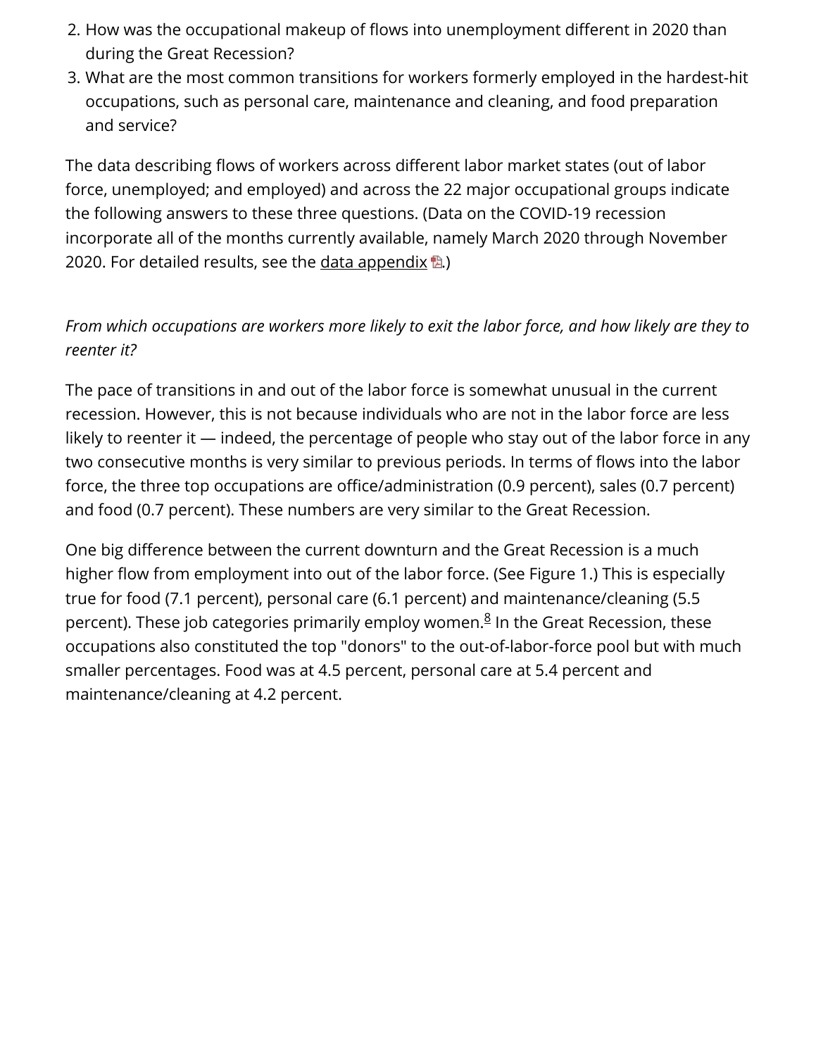2. How was the occupational makeup of flows into unemployment different in 2020 than during the Great Recession?
3. What are the most common transitions for workers formerly employed in the hardest-hit occupations, such as personal care, maintenance and cleaning, and food preparation and service?

The data describing flows of workers across different labor market states (out of labor force, unemployed; and employed) and across the 22 major occupational groups indicate the following answers to these three questions. (Data on the COVID-19 recession incorporate all of the months currently available, namely March 2020 through November 2020. For detailed results, see the data appendix.)

*From which occupations are workers more likely to exit the labor force, and how likely are they to reenter it?*

The pace of transitions in and out of the labor force is somewhat unusual in the current recession. However, this is not because individuals who are not in the labor force are less likely to reenter it — indeed, the percentage of people who stay out of the labor force in any two consecutive months is very similar to previous periods. In terms of flows into the labor force, the three top occupations are office/administration (0.9 percent), sales (0.7 percent) and food (0.7 percent). These numbers are very similar to the Great Recession.

One big difference between the current downturn and the Great Recession is a much higher flow from employment into out of the labor force. (See Figure 1.) This is especially true for food (7.1 percent), personal care (6.1 percent) and maintenance/cleaning (5.5 percent). These job categories primarily employ women.[8] In the Great Recession, these occupations also constituted the top "donors" to the out-of-labor-force pool but with much smaller percentages. Food was at 4.5 percent, personal care at 5.4 percent and maintenance/cleaning at 4.2 percent.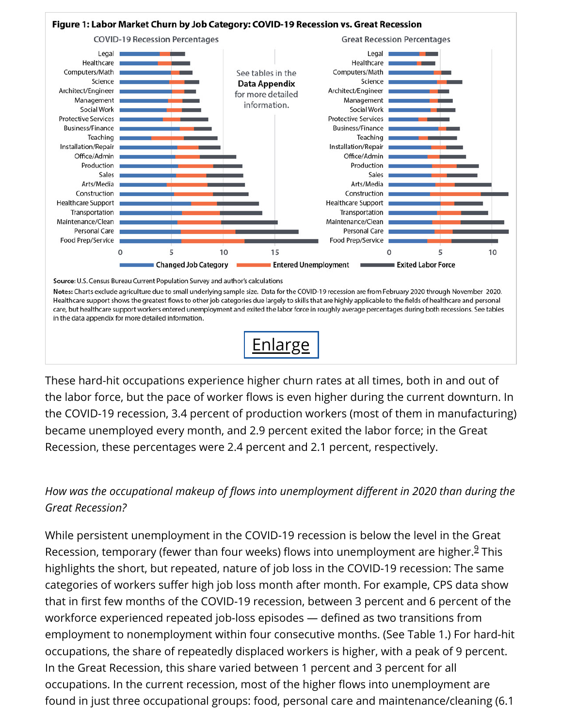**Figure 1: Labor Market Churn by Job Category: COVID-19 Recession vs. Great Recession**

COVID-19 Recession Percentages | Great Recession Percentages

See tables in the **Data Appendix** for more detailed information.

Changed Job Category | Entered Unemployment | Exited Labor Force

**Source:** U.S. Census Bureau Current Population Survey and author's calculations

**Notes:** Charts exclude agriculture due to small underlying sample size. Data for the COVID-19 recession are from February 2020 through November 2020. Healthcare support shows the greatest flows to other job categories due largely to skills that are highly applicable to the fields of healthcare and personal care, but healthcare support workers entered unemployment and exited the labor force in roughly average percentages during both recessions. See tables in the data appendix for more detailed information.

Enlarge

These hard-hit occupations experience higher churn rates at all times, both in and out of the labor force, but the pace of worker flows is even higher during the current downturn. In the COVID-19 recession, 3.4 percent of production workers (most of them in manufacturing) became unemployed every month, and 2.9 percent exited the labor force; in the Great Recession, these percentages were 2.4 percent and 2.1 percent, respectively.

*How was the occupational makeup of flows into unemployment different in 2020 than during the Great Recession?*

While persistent unemployment in the COVID-19 recession is below the level in the Great Recession, temporary (fewer than four weeks) flows into unemployment are higher.[9] This highlights the short, but repeated, nature of job loss in the COVID-19 recession: The same categories of workers suffer high job loss month after month. For example, CPS data show that in first few months of the COVID-19 recession, between 3 percent and 6 percent of the workforce experienced repeated job-loss episodes — defined as two transitions from employment to nonemployment within four consecutive months. (See Table 1.) For hard-hit occupations, the share of repeatedly displaced workers is higher, with a peak of 9 percent. In the Great Recession, this share varied between 1 percent and 3 percent for all occupations. In the current recession, most of the higher flows into unemployment are found in just three occupational groups: food, personal care and maintenance/cleaning (6.1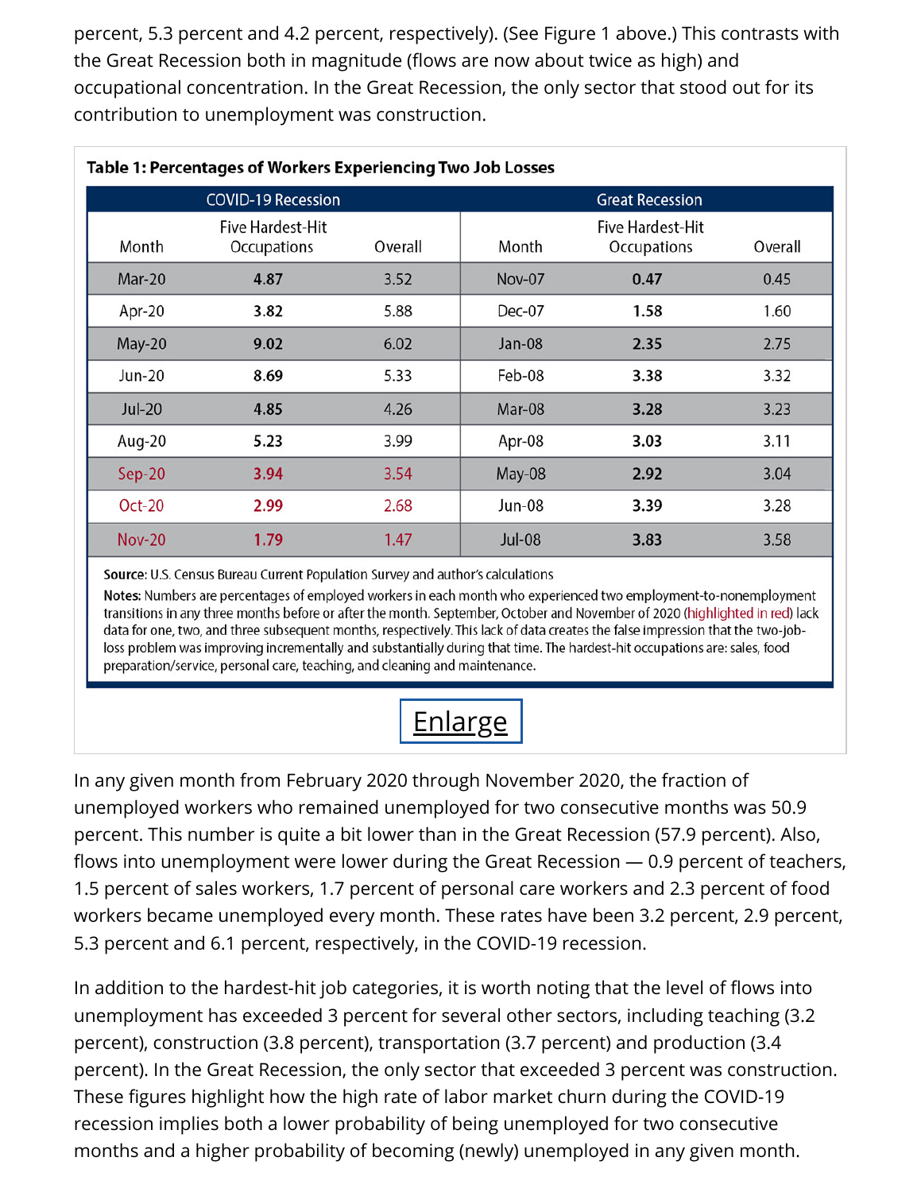percent, 5.3 percent and 4.2 percent, respectively). (See Figure 1 above.) This contrasts with the Great Recession both in magnitude (flows are now about twice as high) and occupational concentration. In the Great Recession, the only sector that stood out for its contribution to unemployment was construction.

**Table 1: Percentages of Workers Experiencing Two Job Losses**

| COVID-19 Recession | | | Great Recession | | |
|---|---|---|---|---|---|
| Month | Five Hardest-Hit Occupations | Overall | Month | Five Hardest-Hit Occupations | Overall |
| Mar-20 | **4.87** | 3.52 | Nov-07 | **0.47** | 0.45 |
| Apr-20 | **3.82** | 5.88 | Dec-07 | **1.58** | 1.60 |
| May-20 | **9.02** | 6.02 | Jan-08 | **2.35** | 2.75 |
| Jun-20 | **8.69** | 5.33 | Feb-08 | **3.38** | 3.32 |
| Jul-20 | **4.85** | 4.26 | Mar-08 | **3.28** | 3.23 |
| Aug-20 | **5.23** | 3.99 | Apr-08 | **3.03** | 3.11 |
| Sep-20 | **3.94** | 3.54 | May-08 | **2.92** | 3.04 |
| Oct-20 | **2.99** | 2.68 | Jun-08 | **3.39** | 3.28 |
| Nov-20 | **1.79** | 1.47 | Jul-08 | **3.83** | 3.58 |

**Source:** U.S. Census Bureau Current Population Survey and author's calculations

**Notes:** Numbers are percentages of employed workers in each month who experienced two employment-to-nonemployment transitions in any three months before or after the month. September, October and November of 2020 (highlighted in red) lack data for one, two, and three subsequent months, respectively. This lack of data creates the false impression that the two-job-loss problem was improving incrementally and substantially during that time. The hardest-hit occupations are: sales, food preparation/service, personal care, teaching, and cleaning and maintenance.

Enlarge

In any given month from February 2020 through November 2020, the fraction of unemployed workers who remained unemployed for two consecutive months was 50.9 percent. This number is quite a bit lower than in the Great Recession (57.9 percent). Also, flows into unemployment were lower during the Great Recession — 0.9 percent of teachers, 1.5 percent of sales workers, 1.7 percent of personal care workers and 2.3 percent of food workers became unemployed every month. These rates have been 3.2 percent, 2.9 percent, 5.3 percent and 6.1 percent, respectively, in the COVID-19 recession.

In addition to the hardest-hit job categories, it is worth noting that the level of flows into unemployment has exceeded 3 percent for several other sectors, including teaching (3.2 percent), construction (3.8 percent), transportation (3.7 percent) and production (3.4 percent). In the Great Recession, the only sector that exceeded 3 percent was construction. These figures highlight how the high rate of labor market churn during the COVID-19 recession implies both a lower probability of being unemployed for two consecutive months and a higher probability of becoming (newly) unemployed in any given month.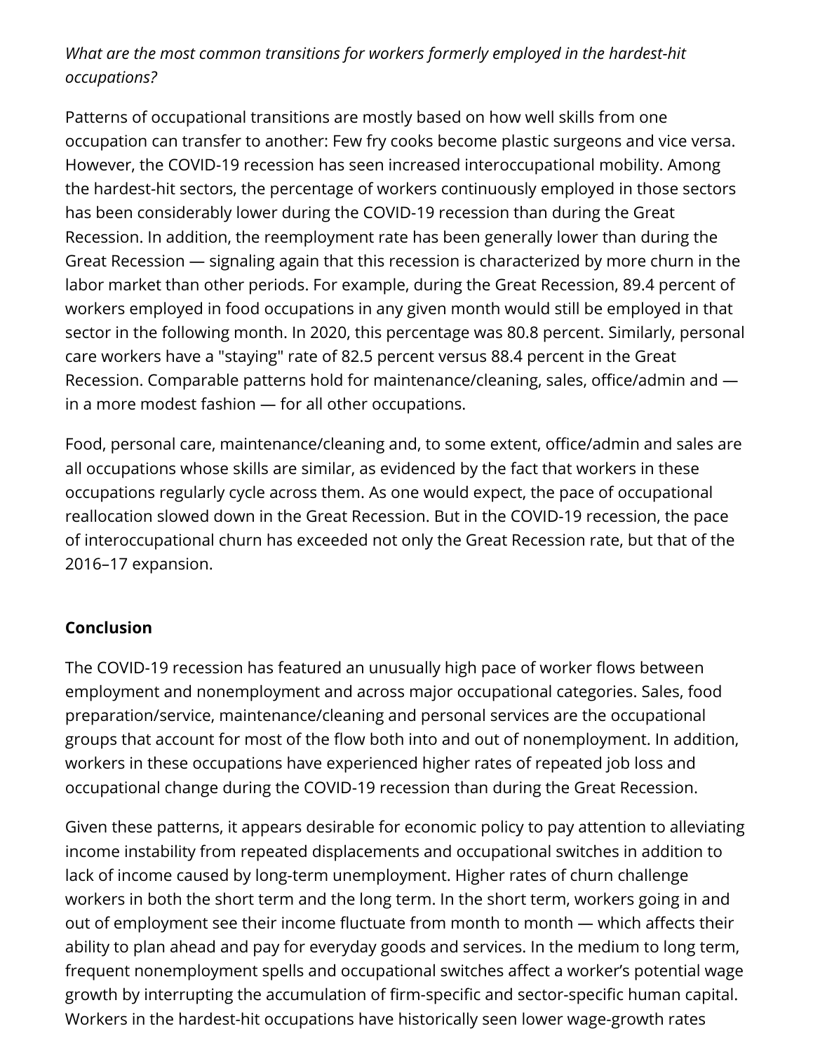*What are the most common transitions for workers formerly employed in the hardest-hit occupations?*

Patterns of occupational transitions are mostly based on how well skills from one occupation can transfer to another: Few fry cooks become plastic surgeons and vice versa. However, the COVID-19 recession has seen increased interoccupational mobility. Among the hardest-hit sectors, the percentage of workers continuously employed in those sectors has been considerably lower during the COVID-19 recession than during the Great Recession. In addition, the reemployment rate has been generally lower than during the Great Recession — signaling again that this recession is characterized by more churn in the labor market than other periods. For example, during the Great Recession, 89.4 percent of workers employed in food occupations in any given month would still be employed in that sector in the following month. In 2020, this percentage was 80.8 percent. Similarly, personal care workers have a "staying" rate of 82.5 percent versus 88.4 percent in the Great Recession. Comparable patterns hold for maintenance/cleaning, sales, office/admin and — in a more modest fashion — for all other occupations.

Food, personal care, maintenance/cleaning and, to some extent, office/admin and sales are all occupations whose skills are similar, as evidenced by the fact that workers in these occupations regularly cycle across them. As one would expect, the pace of occupational reallocation slowed down in the Great Recession. But in the COVID-19 recession, the pace of interoccupational churn has exceeded not only the Great Recession rate, but that of the 2016–17 expansion.

## Conclusion

The COVID-19 recession has featured an unusually high pace of worker flows between employment and nonemployment and across major occupational categories. Sales, food preparation/service, maintenance/cleaning and personal services are the occupational groups that account for most of the flow both into and out of nonemployment. In addition, workers in these occupations have experienced higher rates of repeated job loss and occupational change during the COVID-19 recession than during the Great Recession.

Given these patterns, it appears desirable for economic policy to pay attention to alleviating income instability from repeated displacements and occupational switches in addition to lack of income caused by long-term unemployment. Higher rates of churn challenge workers in both the short term and the long term. In the short term, workers going in and out of employment see their income fluctuate from month to month — which affects their ability to plan ahead and pay for everyday goods and services. In the medium to long term, frequent nonemployment spells and occupational switches affect a worker's potential wage growth by interrupting the accumulation of firm-specific and sector-specific human capital. Workers in the hardest-hit occupations have historically seen lower wage-growth rates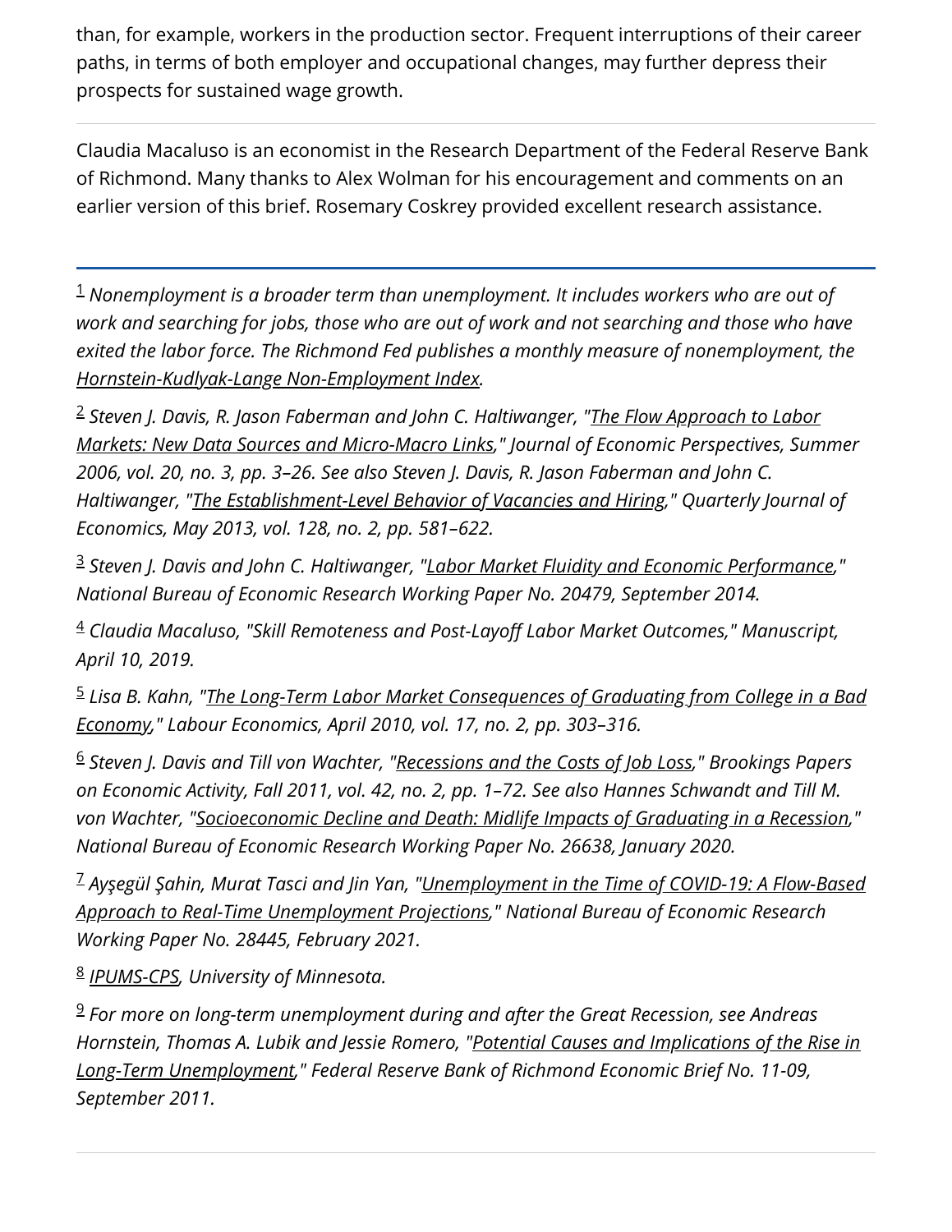than, for example, workers in the production sector. Frequent interruptions of their career paths, in terms of both employer and occupational changes, may further depress their prospects for sustained wage growth.

---

Claudia Macaluso is an economist in the Research Department of the Federal Reserve Bank of Richmond. Many thanks to Alex Wolman for his encouragement and comments on an earlier version of this brief. Rosemary Coskrey provided excellent research assistance.

---

[1] *Nonemployment is a broader term than unemployment. It includes workers who are out of work and searching for jobs, those who are out of work and not searching and those who have exited the labor force. The Richmond Fed publishes a monthly measure of nonemployment, the Hornstein-Kudlyak-Lange Non-Employment Index.*

[2] *Steven J. Davis, R. Jason Faberman and John C. Haltiwanger, "The Flow Approach to Labor Markets: New Data Sources and Micro-Macro Links," Journal of Economic Perspectives, Summer 2006, vol. 20, no. 3, pp. 3–26. See also Steven J. Davis, R. Jason Faberman and John C. Haltiwanger, "The Establishment-Level Behavior of Vacancies and Hiring," Quarterly Journal of Economics, May 2013, vol. 128, no. 2, pp. 581–622.*

[3] *Steven J. Davis and John C. Haltiwanger, "Labor Market Fluidity and Economic Performance," National Bureau of Economic Research Working Paper No. 20479, September 2014.*

[4] *Claudia Macaluso, "Skill Remoteness and Post-Layoff Labor Market Outcomes," Manuscript, April 10, 2019.*

[5] *Lisa B. Kahn, "The Long-Term Labor Market Consequences of Graduating from College in a Bad Economy," Labour Economics, April 2010, vol. 17, no. 2, pp. 303–316.*

[6] *Steven J. Davis and Till von Wachter, "Recessions and the Costs of Job Loss," Brookings Papers on Economic Activity, Fall 2011, vol. 42, no. 2, pp. 1–72. See also Hannes Schwandt and Till M. von Wachter, "Socioeconomic Decline and Death: Midlife Impacts of Graduating in a Recession," National Bureau of Economic Research Working Paper No. 26638, January 2020.*

[7] *Ayşegül Şahin, Murat Tasci and Jin Yan, "Unemployment in the Time of COVID-19: A Flow-Based Approach to Real-Time Unemployment Projections," National Bureau of Economic Research Working Paper No. 28445, February 2021.*

[8] *IPUMS-CPS, University of Minnesota.*

[9] *For more on long-term unemployment during and after the Great Recession, see Andreas Hornstein, Thomas A. Lubik and Jessie Romero, "Potential Causes and Implications of the Rise in Long-Term Unemployment," Federal Reserve Bank of Richmond Economic Brief No. 11-09, September 2011.*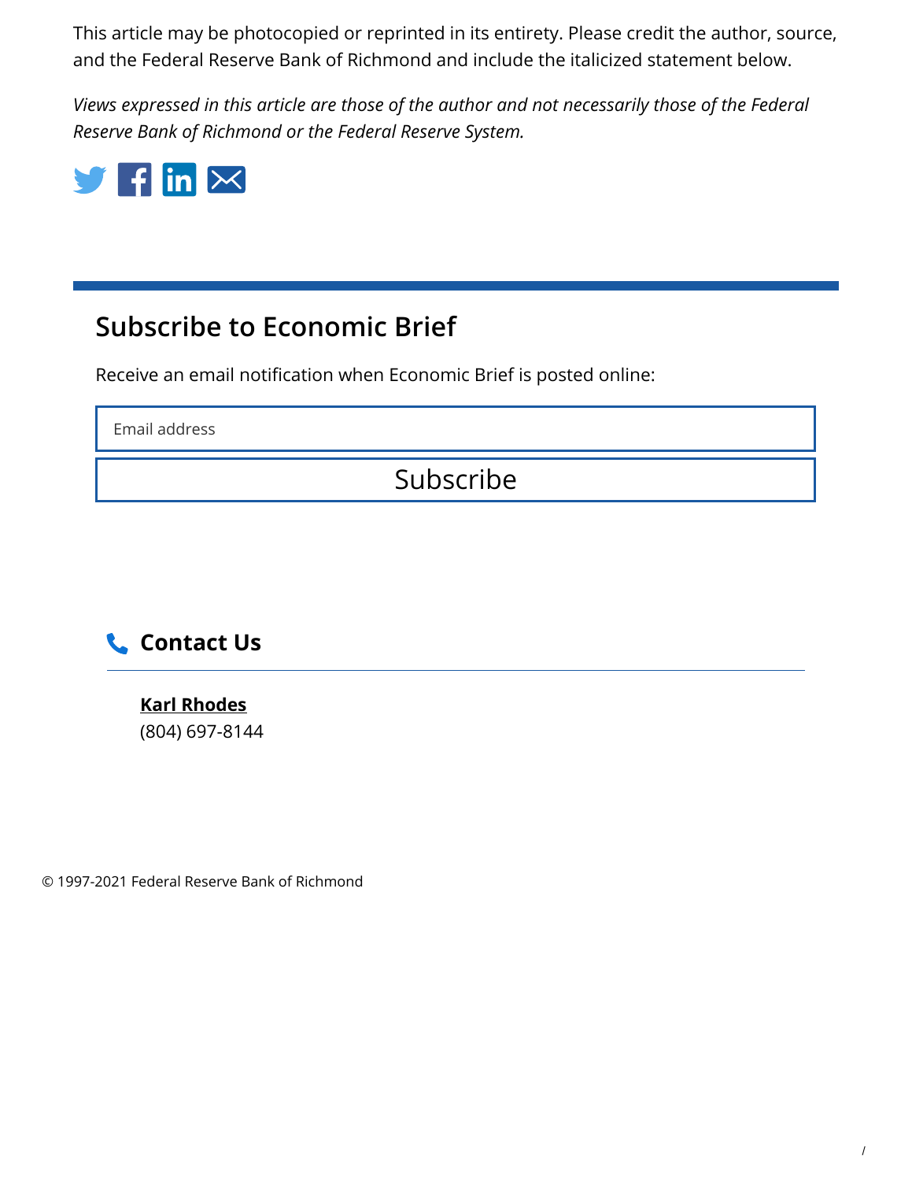This article may be photocopied or reprinted in its entirety. Please credit the author, source, and the Federal Reserve Bank of Richmond and include the italicized statement below.

*Views expressed in this article are those of the author and not necessarily those of the Federal Reserve Bank of Richmond or the Federal Reserve System.*

## Subscribe to Economic Brief

Receive an email notification when Economic Brief is posted online:

Email address

Subscribe

### Contact Us

**Karl Rhodes**
(804) 697-8144

© 1997-2021 Federal Reserve Bank of Richmond